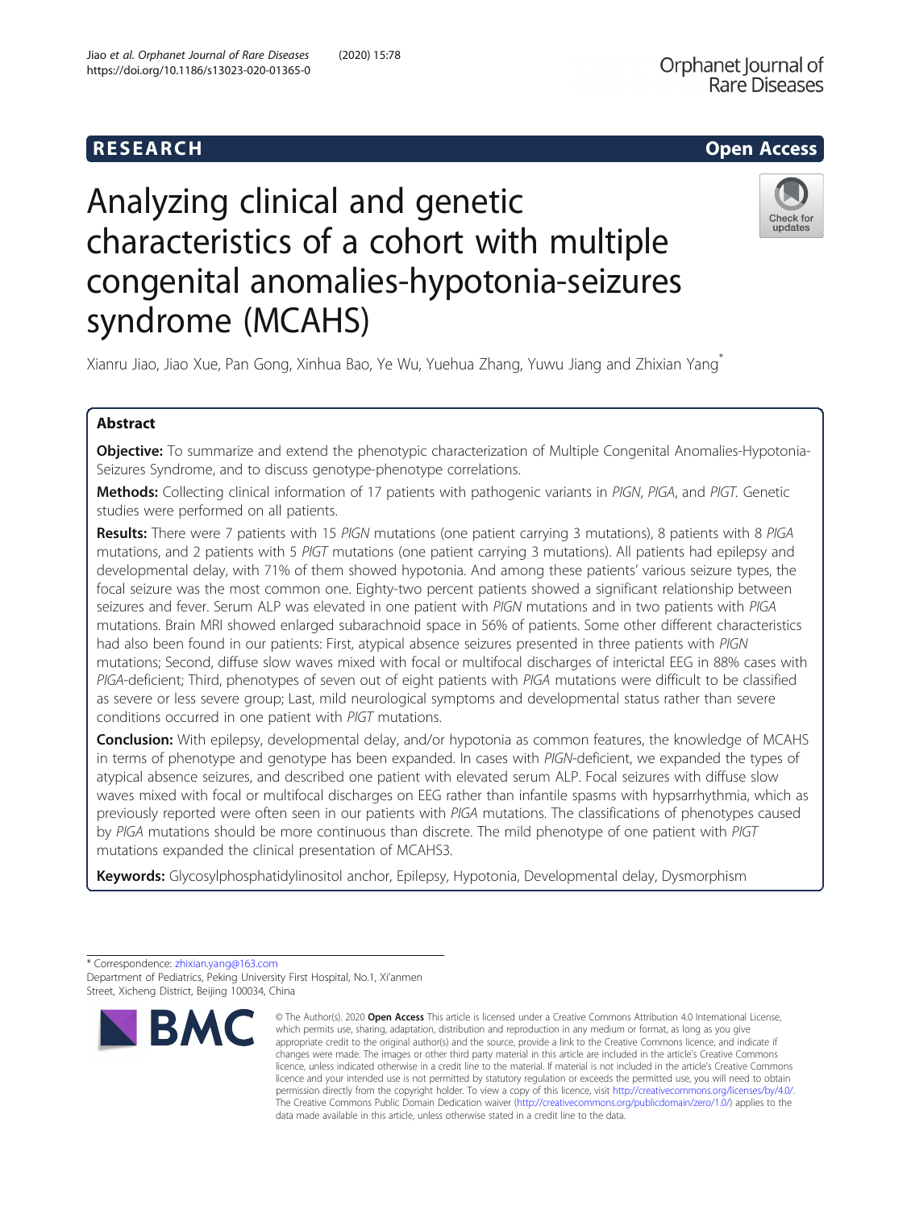RESEARCH

Open Access

# Analyzing clinical and genetic characteristics of a cohort with multiple congenital anomalies-hypotonia-seizures syndrome (MCAHS)

Xianru Jiao, Jiao Xue, Pan Gong, Xinhua Bao, Ye Wu, Yuehua Zhang, Yuwu Jiang and Zhixian Yang*

## Abstract

**Objective:** To summarize and extend the phenotypic characterization of Multiple Congenital Anomalies-Hypotonia-Seizures Syndrome, and to discuss genotype-phenotype correlations.

**Methods:** Collecting clinical information of 17 patients with pathogenic variants in *PIGN*, *PIGA*, and *PIGT*. Genetic studies were performed on all patients.

**Results:** There were 7 patients with 15 *PIGN* mutations (one patient carrying 3 mutations), 8 patients with 8 *PIGA* mutations, and 2 patients with 5 *PIGT* mutations (one patient carrying 3 mutations). All patients had epilepsy and developmental delay, with 71% of them showed hypotonia. And among these patients' various seizure types, the focal seizure was the most common one. Eighty-two percent patients showed a significant relationship between seizures and fever. Serum ALP was elevated in one patient with *PIGN* mutations and in two patients with *PIGA* mutations. Brain MRI showed enlarged subarachnoid space in 56% of patients. Some other different characteristics had also been found in our patients: First, atypical absence seizures presented in three patients with *PIGN* mutations; Second, diffuse slow waves mixed with focal or multifocal discharges of interictal EEG in 88% cases with *PIGA*-deficient; Third, phenotypes of seven out of eight patients with *PIGA* mutations were difficult to be classified as severe or less severe group; Last, mild neurological symptoms and developmental status rather than severe conditions occurred in one patient with *PIGT* mutations.

**Conclusion:** With epilepsy, developmental delay, and/or hypotonia as common features, the knowledge of MCAHS in terms of phenotype and genotype has been expanded. In cases with *PIGN*-deficient, we expanded the types of atypical absence seizures, and described one patient with elevated serum ALP. Focal seizures with diffuse slow waves mixed with focal or multifocal discharges on EEG rather than infantile spasms with hypsarrhythmia, which as previously reported were often seen in our patients with *PIGA* mutations. The classifications of phenotypes caused by *PIGA* mutations should be more continuous than discrete. The mild phenotype of one patient with *PIGT* mutations expanded the clinical presentation of MCAHS3.

**Keywords:** Glycosylphosphatidylinositol anchor, Epilepsy, Hypotonia, Developmental delay, Dysmorphism

* Correspondence: zhixian.yang@163.com
Department of Pediatrics, Peking University First Hospital, No.1, Xi'anmen Street, Xicheng District, Beijing 100034, China

© The Author(s). 2020 **Open Access** This article is licensed under a Creative Commons Attribution 4.0 International License, which permits use, sharing, adaptation, distribution and reproduction in any medium or format, as long as you give appropriate credit to the original author(s) and the source, provide a link to the Creative Commons licence, and indicate if changes were made. The images or other third party material in this article are included in the article's Creative Commons licence, unless indicated otherwise in a credit line to the material. If material is not included in the article's Creative Commons licence and your intended use is not permitted by statutory regulation or exceeds the permitted use, you will need to obtain permission directly from the copyright holder. To view a copy of this licence, visit http://creativecommons.org/licenses/by/4.0/. The Creative Commons Public Domain Dedication waiver (http://creativecommons.org/publicdomain/zero/1.0/) applies to the data made available in this article, unless otherwise stated in a credit line to the data.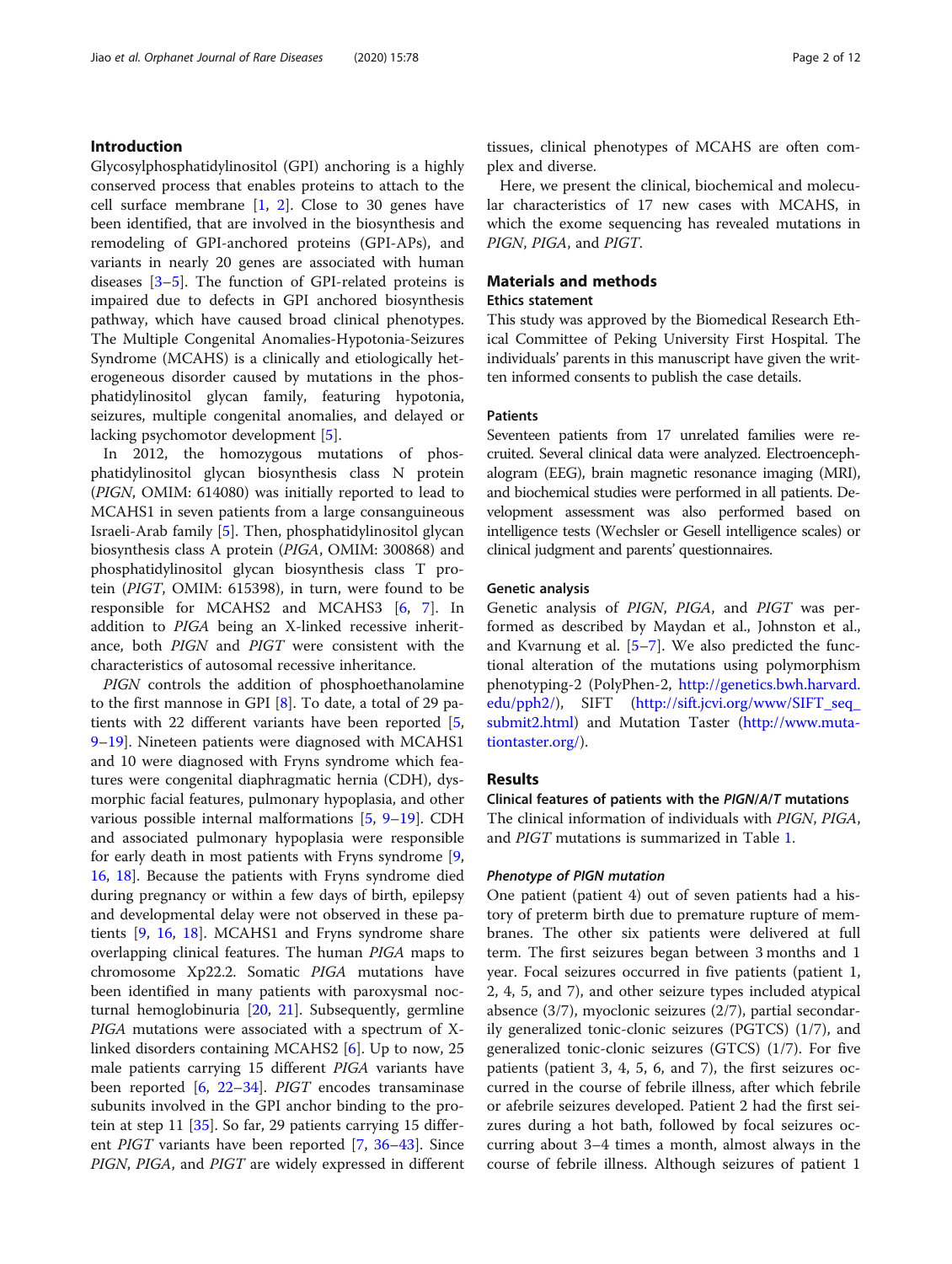## Introduction

Glycosylphosphatidylinositol (GPI) anchoring is a highly conserved process that enables proteins to attach to the cell surface membrane [1, 2]. Close to 30 genes have been identified, that are involved in the biosynthesis and remodeling of GPI-anchored proteins (GPI-APs), and variants in nearly 20 genes are associated with human diseases [3–5]. The function of GPI-related proteins is impaired due to defects in GPI anchored biosynthesis pathway, which have caused broad clinical phenotypes. The Multiple Congenital Anomalies-Hypotonia-Seizures Syndrome (MCAHS) is a clinically and etiologically heterogeneous disorder caused by mutations in the phosphatidylinositol glycan family, featuring hypotonia, seizures, multiple congenital anomalies, and delayed or lacking psychomotor development [5].

In 2012, the homozygous mutations of phosphatidylinositol glycan biosynthesis class N protein (*PIGN*, OMIM: 614080) was initially reported to lead to MCAHS1 in seven patients from a large consanguineous Israeli-Arab family [5]. Then, phosphatidylinositol glycan biosynthesis class A protein (*PIGA*, OMIM: 300868) and phosphatidylinositol glycan biosynthesis class T protein (*PIGT*, OMIM: 615398), in turn, were found to be responsible for MCAHS2 and MCAHS3 [6, 7]. In addition to *PIGA* being an X-linked recessive inheritance, both *PIGN* and *PIGT* were consistent with the characteristics of autosomal recessive inheritance.

*PIGN* controls the addition of phosphoethanolamine to the first mannose in GPI [8]. To date, a total of 29 patients with 22 different variants have been reported [5, 9–19]. Nineteen patients were diagnosed with MCAHS1 and 10 were diagnosed with Fryns syndrome which features were congenital diaphragmatic hernia (CDH), dysmorphic facial features, pulmonary hypoplasia, and other various possible internal malformations [5, 9–19]. CDH and associated pulmonary hypoplasia were responsible for early death in most patients with Fryns syndrome [9, 16, 18]. Because the patients with Fryns syndrome died during pregnancy or within a few days of birth, epilepsy and developmental delay were not observed in these patients [9, 16, 18]. MCAHS1 and Fryns syndrome share overlapping clinical features. The human *PIGA* maps to chromosome Xp22.2. Somatic *PIGA* mutations have been identified in many patients with paroxysmal nocturnal hemoglobinuria [20, 21]. Subsequently, germline *PIGA* mutations were associated with a spectrum of X-linked disorders containing MCAHS2 [6]. Up to now, 25 male patients carrying 15 different *PIGA* variants have been reported [6, 22–34]. *PIGT* encodes transaminase subunits involved in the GPI anchor binding to the protein at step 11 [35]. So far, 29 patients carrying 15 different *PIGT* variants have been reported [7, 36–43]. Since *PIGN*, *PIGA*, and *PIGT* are widely expressed in different tissues, clinical phenotypes of MCAHS are often complex and diverse.

Here, we present the clinical, biochemical and molecular characteristics of 17 new cases with MCAHS, in which the exome sequencing has revealed mutations in *PIGN*, *PIGA*, and *PIGT*.

## Materials and methods

### Ethics statement

This study was approved by the Biomedical Research Ethical Committee of Peking University First Hospital. The individuals' parents in this manuscript have given the written informed consents to publish the case details.

### Patients

Seventeen patients from 17 unrelated families were recruited. Several clinical data were analyzed. Electroencephalogram (EEG), brain magnetic resonance imaging (MRI), and biochemical studies were performed in all patients. Development assessment was also performed based on intelligence tests (Wechsler or Gesell intelligence scales) or clinical judgment and parents' questionnaires.

### Genetic analysis

Genetic analysis of *PIGN*, *PIGA*, and *PIGT* was performed as described by Maydan et al., Johnston et al., and Kvarnung et al. [5–7]. We also predicted the functional alteration of the mutations using polymorphism phenotyping-2 (PolyPhen-2, http://genetics.bwh.harvard.edu/pph2/), SIFT (http://sift.jcvi.org/www/SIFT_seq_submit2.html) and Mutation Taster (http://www.mutationtaster.org/).

## Results

### Clinical features of patients with the *PIGN/A/T* mutations

The clinical information of individuals with *PIGN*, *PIGA*, and *PIGT* mutations is summarized in Table 1.

#### *Phenotype of PIGN mutation*

One patient (patient 4) out of seven patients had a history of preterm birth due to premature rupture of membranes. The other six patients were delivered at full term. The first seizures began between 3 months and 1 year. Focal seizures occurred in five patients (patient 1, 2, 4, 5, and 7), and other seizure types included atypical absence (3/7), myoclonic seizures (2/7), partial secondarily generalized tonic-clonic seizures (PGTCS) (1/7), and generalized tonic-clonic seizures (GTCS) (1/7). For five patients (patient 3, 4, 5, 6, and 7), the first seizures occurred in the course of febrile illness, after which febrile or afebrile seizures developed. Patient 2 had the first seizures during a hot bath, followed by focal seizures occurring about 3–4 times a month, almost always in the course of febrile illness. Although seizures of patient 1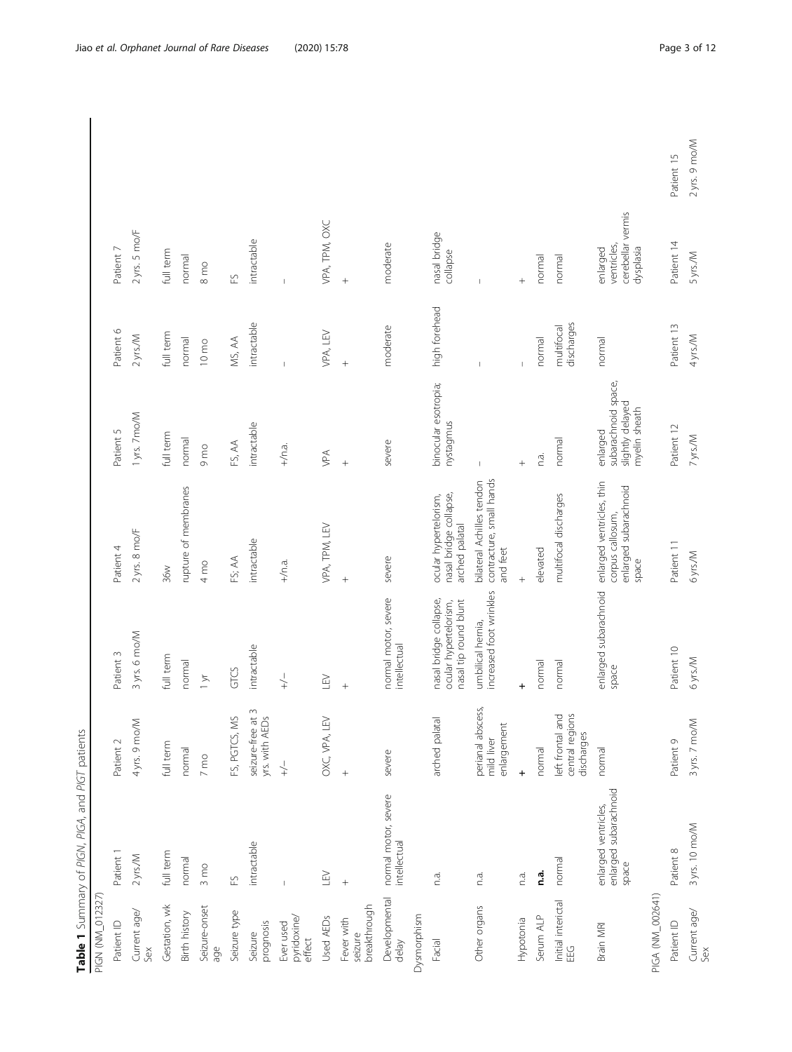**Table 1** Summary of *PIGN*, *PIGA*, and *PIGT* patients

| PIGN (NM_012327) | | | | | | | |
|---|---|---|---|---|---|---|---|
| Patient ID | Patient 1 | Patient 2 | Patient 3 | Patient 4 | Patient 5 | Patient 6 | Patient 7 |
| Current age/ Sex | 2 yrs./M | 4 yrs. 9 mo/M | 3 yrs. 6 mo/M | 2 yrs. 8 mo/F | 1 yrs. 7mo/M | 2 yrs./M | 2 yrs. 5 mo/F |
| Gestation, wk | full term | full term | full term | 36w | full term | full term | full term |
| Birth history | normal | normal | normal | rupture of membranes | normal | normal | normal |
| Seizure-onset age | 3 mo | 7 mo | 1 yr | 4 mo | 9 mo | 10 mo | 8 mo |
| Seizure type | FS | FS, PGTCS, MS | GTCS | FS; AA | FS, AA | MS, AA | FS |
| Seizure prognosis | intractable | seizure-free at 3 yrs. with AEDs | intractable | intractable | intractable | intractable | intractable |
| Ever used pyridoxine/ effect | – | +/– | +/– | +/n.a. | +/n.a. | – | – |
| Used AEDs | LEV | OXC, VPA, LEV | LEV | VPA, TPM, LEV | VPA | VPA, LEV | VPA, TPM, OXC |
| Fever with seizure breakthrough | + | + | + | + | + | + | + |
| Developmental delay | normal motor, severe intellectual | severe | normal motor, severe intellectual | severe | severe | moderate | moderate |
| Dysmorphism | | | | | | | |
| Facial | n.a. | arched palatal | nasal bridge collapse, ocular hypertelorism, nasal tip round blunt | ocular hypertelorism, nasal bridge collapse, arched palatal | binocular esotropia; nystagmus | high forehead | nasal bridge collapse |
| Other organs | n.a. | perianal abscess, mild liver enlargement | umbilical hernia, increased foot wrinkles | bilateral Achilles tendon contracture, small hands and feet | – | – | – |
| Hypotonia | n.a. | **+** | **+** | + | + | – | + |
| Serum ALP | **n.a.** | normal | normal | elevated | n.a. | normal | normal |
| Initial interictal EEG | normal | left frontal and central regions discharges | normal | multifocal discharges | normal | multifocal discharges | normal |
| Brain MRI | enlarged ventricles, enlarged subarachnoid space | normal | enlarged subarachnoid space | enlarged ventricles, thin corpus callosum, enlarged subarachnoid space | enlarged subarachnoid space, slightly delayed myelin sheath | normal | enlarged ventricles, cerebellar vermis dysplasia |
| PIGA (NM_002641) | | | | | | | |
| Patient ID | Patient 8 | Patient 9 | Patient 10 | Patient 11 | Patient 12 | Patient 13 | Patient 14 | Patient 15 |
| Current age/ Sex | 3 yrs. 10 mo/M | 3 yrs. 7 mo/M | 6 yrs./M | 6 yrs./M | 7 yrs./M | 4 yrs./M | 5 yrs./M | 2 yrs. 9 mo/M |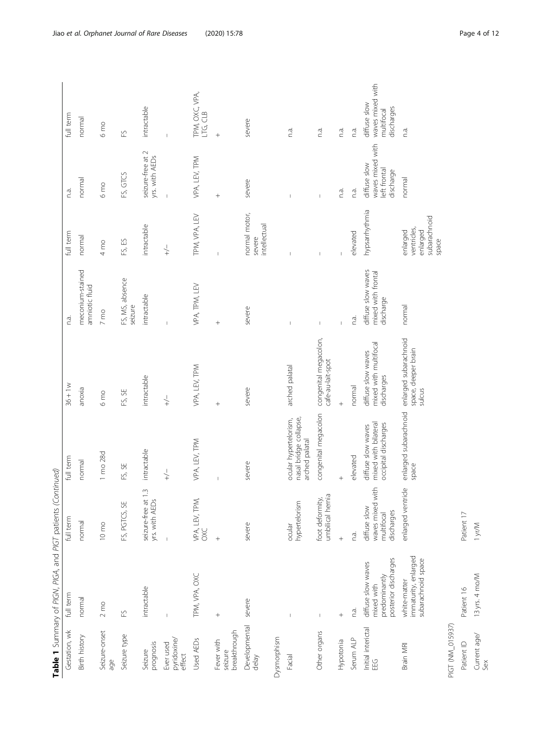**Table 1** Summary of *PIGN*, *PIGA*, and *PIGT* patients *(Continued)*

| | | | | | | | | |
|---|---|---|---|---|---|---|---|---|
| Gestation, wk | full term | full term | full term | 36 + 1w | n.a. | full term | n.a. | full term |
| Birth history | normal | normal | normal | anoxia | meconium-stained amniotic fluid | normal | normal | normal |
| Seizure-onset age | 2 mo | 10 mo | 1 mo 28d | 6 mo | 7 mo | 4 mo | 6 mo | 6 mo |
| Seizure type | FS | FS, PGTCS, SE | FS, SE | FS, SE | FS, MS, absence seizure | FS, ES | FS, GTCS | FS |
| Seizure prognosis | intractable | seizure-free at 1.3 yrs. with AEDs | intractable | intractable | intractable | intractable | seizure-free at 2 yrs. with AEDs | intractable |
| Ever used pyridoxine/ effect | – | – | +/– | +/– | – | +/– | – | – |
| Used AEDs | TPM, VPA, OXC | VPA, LEV, TPM, OXC | VPA, LEV, TPM | VPA, LEV, TPM | VPA, TPM, LEV | TPM, VPA, LEV | VPA, LEV, TPM | TPM, OXC VPA, LTG, CLB |
| Fever with seizure breakthrough | + | + | – | + | + | – | + | + |
| Developmental delay | severe | severe | severe | severe | severe | normal motor, severe intellectual | severe | severe |
| Dysmorphism | | | | | | | | |
| Facial | – | ocular hypertelorism | ocular hypertelorism, nasal bridge collapse, arched palatal | arched palatal | – | – | – | n.a. |
| Other organs | – | foot deformity, umbilical hernia | congenital megacolon | congenital megacolon, cafe-au-lait-spot | – | – | – | n.a. |
| Hypotonia | + | + | + | + | – | – | n.a. | n.a. |
| Serum ALP | n.a. | n.a. | elevated | normal | n.a. | elevated | n.a. | n.a. |
| Initial interictal EEG | diffuse slow waves mixed with predominantly posterior discharges | diffuse slow waves mixed with multifocal discharges | diffuse slow waves mixed with bilateral occipital discharges | diffuse slow waves mixed with multifocal discharges | diffuse slow waves mixed with frontal discharge | hypsarrhythmia | diffuse slow waves mixed with left frontal discharge | diffuse slow waves mixed with multifocal discharges |
| Brain MRI | white-matter immaturity, enlarged subarachnoid space | enlarged ventricle | enlarged subarachnoid space | enlarged subarachnoid space, deeper brain sulcus | normal | enlarged ventricles, enlarged subarachnoid space | normal | n.a. |
| *PIGT* (NM_015937) | | | | | | | | |
| Patient ID | Patient 16 | Patient 17 | | | | | | |
| Current age/ Sex | 13 yrs. 4 mo/M | 1 yr/M | | | | | | |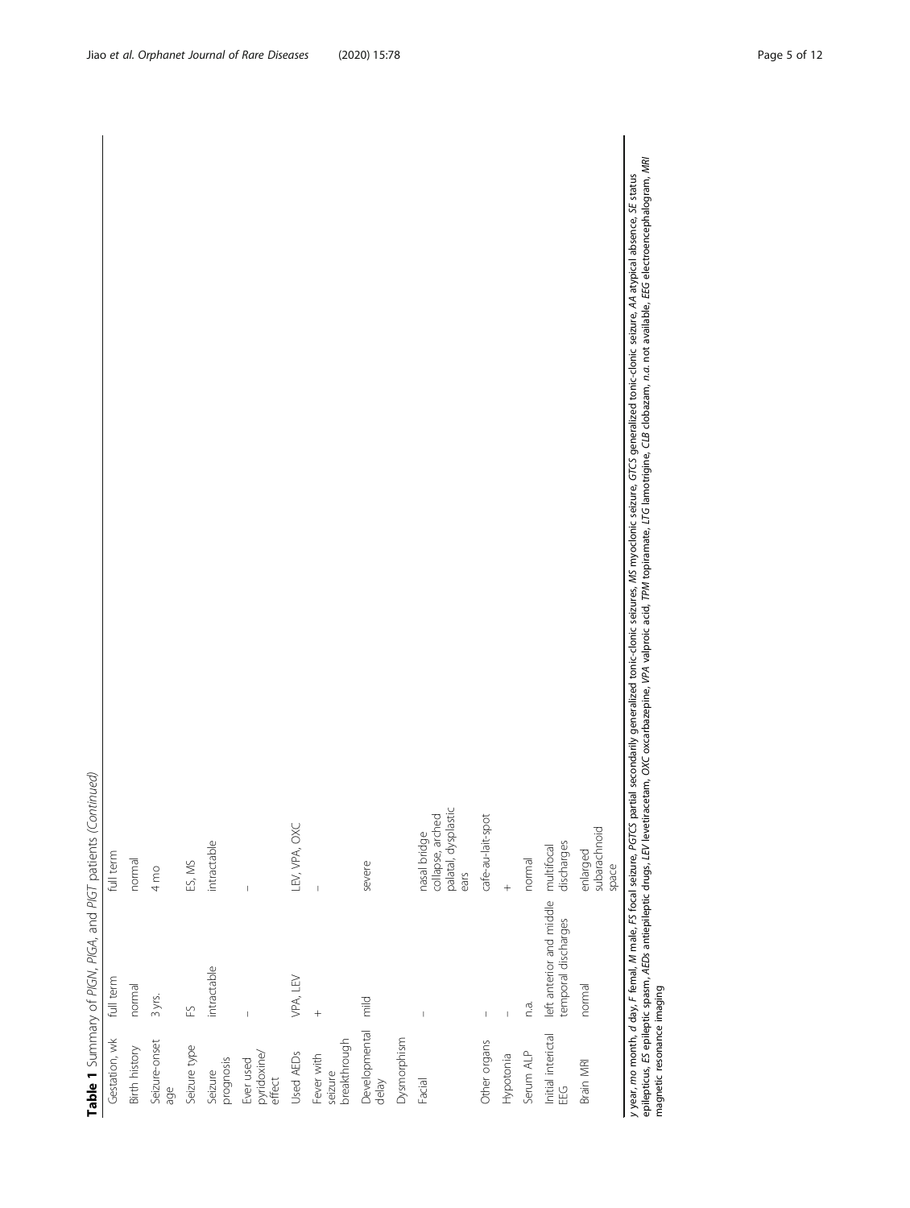**Table 1** Summary of *PIGN*, *PIGA*, and *PIGT* patients *(Continued)*

| | | |
|---|---|---|
| Gestation, wk | full term | full term |
| Birth history | normal | normal |
| Seizure-onset age | 3 yrs. | 4 mo |
| Seizure type | FS | ES, MS |
| Seizure prognosis | intractable | intractable |
| Ever used pyridoxine/ effect | – | – |
| Used AEDs | VPA, LEV | LEV, VPA, OXC |
| Fever with seizure breakthrough | + | – |
| Developmental delay | mild | severe |
| Dysmorphism | | |
| Facial | – | nasal bridge collapse, arched palatal, dysplastic ears |
| Other organs | – | cafe-au-lait-spot |
| Hypotonia | – | + |
| Serum ALP | n.a. | normal |
| Initial interictal EEG | left anterior and middle temporal discharges | multifocal discharges |
| Brain MRI | normal | enlarged subarachnoid space |

*y* year, *mo* month, *d* day, *F* femal, *M* male, *FS* focal seizure, *PGTCS* partial secondarily generalized tonic-clonic seizures, *MS* myoclonic seizure, *GTCS* generalized tonic-clonic seizure, *AA* atypical absence, *SE* status epilepticus, *ES* epileptic spasm, *AEDs* antiepileptic drugs, *LEV* levetiracetam, *OXC* oxcarbazepine, *VPA* valproic acid, *TPM* topiramate, *LTG* lamotrigine, *CLB* clobazam, *n.a.* not available, *EEG* electroencephalogram, *MRI* magnetic resonance imaging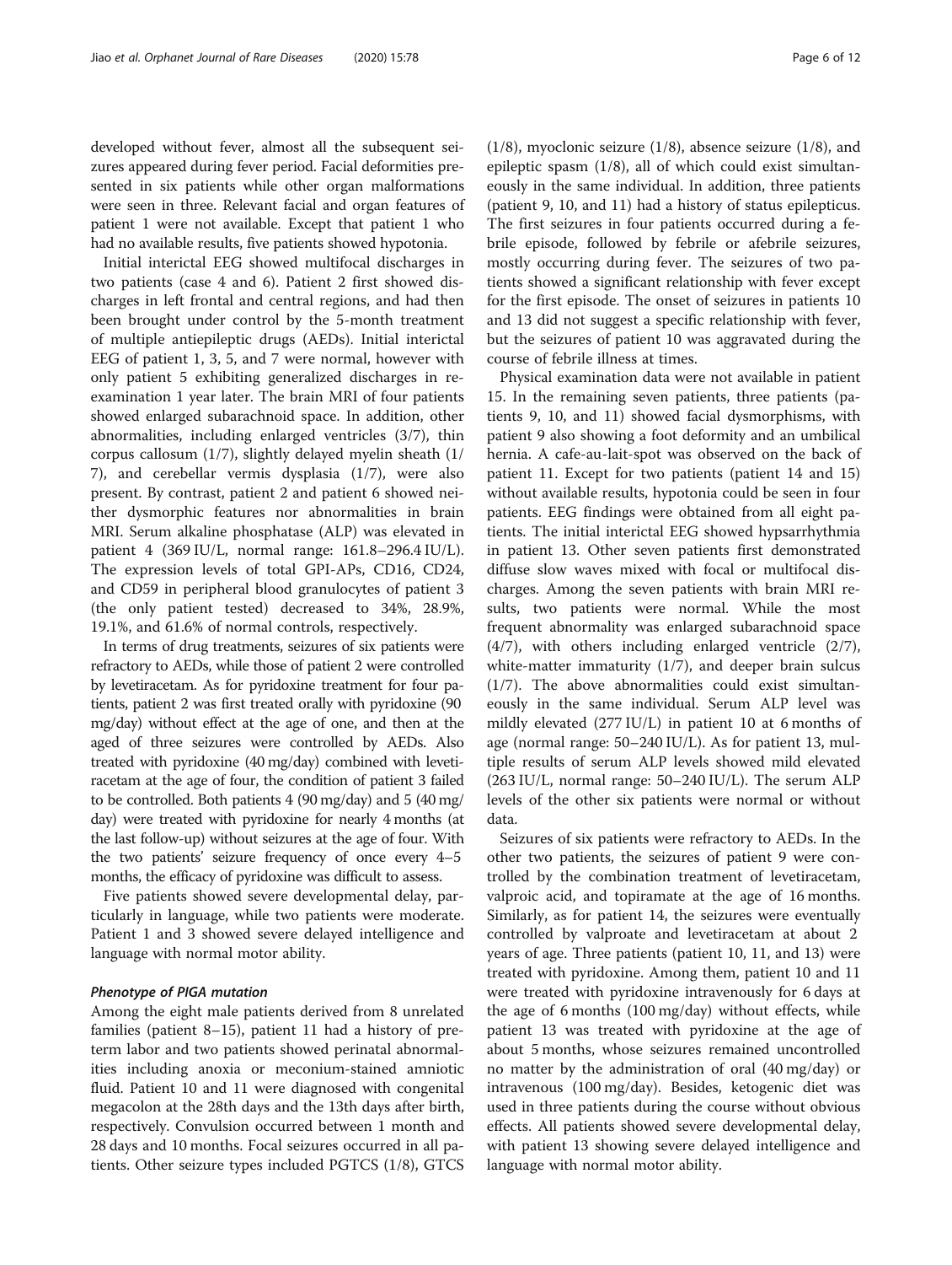developed without fever, almost all the subsequent seizures appeared during fever period. Facial deformities presented in six patients while other organ malformations were seen in three. Relevant facial and organ features of patient 1 were not available. Except that patient 1 who had no available results, five patients showed hypotonia.

Initial interictal EEG showed multifocal discharges in two patients (case 4 and 6). Patient 2 first showed discharges in left frontal and central regions, and had then been brought under control by the 5-month treatment of multiple antiepileptic drugs (AEDs). Initial interictal EEG of patient 1, 3, 5, and 7 were normal, however with only patient 5 exhibiting generalized discharges in reexamination 1 year later. The brain MRI of four patients showed enlarged subarachnoid space. In addition, other abnormalities, including enlarged ventricles (3/7), thin corpus callosum (1/7), slightly delayed myelin sheath (1/7), and cerebellar vermis dysplasia (1/7), were also present. By contrast, patient 2 and patient 6 showed neither dysmorphic features nor abnormalities in brain MRI. Serum alkaline phosphatase (ALP) was elevated in patient 4 (369 IU/L, normal range: 161.8–296.4 IU/L). The expression levels of total GPI-APs, CD16, CD24, and CD59 in peripheral blood granulocytes of patient 3 (the only patient tested) decreased to 34%, 28.9%, 19.1%, and 61.6% of normal controls, respectively.

In terms of drug treatments, seizures of six patients were refractory to AEDs, while those of patient 2 were controlled by levetiracetam. As for pyridoxine treatment for four patients, patient 2 was first treated orally with pyridoxine (90 mg/day) without effect at the age of one, and then at the aged of three seizures were controlled by AEDs. Also treated with pyridoxine (40 mg/day) combined with levetiracetam at the age of four, the condition of patient 3 failed to be controlled. Both patients 4 (90 mg/day) and 5 (40 mg/day) were treated with pyridoxine for nearly 4 months (at the last follow-up) without seizures at the age of four. With the two patients' seizure frequency of once every 4–5 months, the efficacy of pyridoxine was difficult to assess.

Five patients showed severe developmental delay, particularly in language, while two patients were moderate. Patient 1 and 3 showed severe delayed intelligence and language with normal motor ability.

#### *Phenotype of PIGA mutation*

Among the eight male patients derived from 8 unrelated families (patient 8–15), patient 11 had a history of preterm labor and two patients showed perinatal abnormalities including anoxia or meconium-stained amniotic fluid. Patient 10 and 11 were diagnosed with congenital megacolon at the 28th days and the 13th days after birth, respectively. Convulsion occurred between 1 month and 28 days and 10 months. Focal seizures occurred in all patients. Other seizure types included PGTCS (1/8), GTCS (1/8), myoclonic seizure (1/8), absence seizure (1/8), and epileptic spasm (1/8), all of which could exist simultaneously in the same individual. In addition, three patients (patient 9, 10, and 11) had a history of status epilepticus. The first seizures in four patients occurred during a febrile episode, followed by febrile or afebrile seizures, mostly occurring during fever. The seizures of two patients showed a significant relationship with fever except for the first episode. The onset of seizures in patients 10 and 13 did not suggest a specific relationship with fever, but the seizures of patient 10 was aggravated during the course of febrile illness at times.

Physical examination data were not available in patient 15. In the remaining seven patients, three patients (patients 9, 10, and 11) showed facial dysmorphisms, with patient 9 also showing a foot deformity and an umbilical hernia. A cafe-au-lait-spot was observed on the back of patient 11. Except for two patients (patient 14 and 15) without available results, hypotonia could be seen in four patients. EEG findings were obtained from all eight patients. The initial interictal EEG showed hypsarrhythmia in patient 13. Other seven patients first demonstrated diffuse slow waves mixed with focal or multifocal discharges. Among the seven patients with brain MRI results, two patients were normal. While the most frequent abnormality was enlarged subarachnoid space (4/7), with others including enlarged ventricle (2/7), white-matter immaturity (1/7), and deeper brain sulcus (1/7). The above abnormalities could exist simultaneously in the same individual. Serum ALP level was mildly elevated (277 IU/L) in patient 10 at 6 months of age (normal range: 50–240 IU/L). As for patient 13, multiple results of serum ALP levels showed mild elevated (263 IU/L, normal range: 50–240 IU/L). The serum ALP levels of the other six patients were normal or without data.

Seizures of six patients were refractory to AEDs. In the other two patients, the seizures of patient 9 were controlled by the combination treatment of levetiracetam, valproic acid, and topiramate at the age of 16 months. Similarly, as for patient 14, the seizures were eventually controlled by valproate and levetiracetam at about 2 years of age. Three patients (patient 10, 11, and 13) were treated with pyridoxine. Among them, patient 10 and 11 were treated with pyridoxine intravenously for 6 days at the age of 6 months (100 mg/day) without effects, while patient 13 was treated with pyridoxine at the age of about 5 months, whose seizures remained uncontrolled no matter by the administration of oral (40 mg/day) or intravenous (100 mg/day). Besides, ketogenic diet was used in three patients during the course without obvious effects. All patients showed severe developmental delay, with patient 13 showing severe delayed intelligence and language with normal motor ability.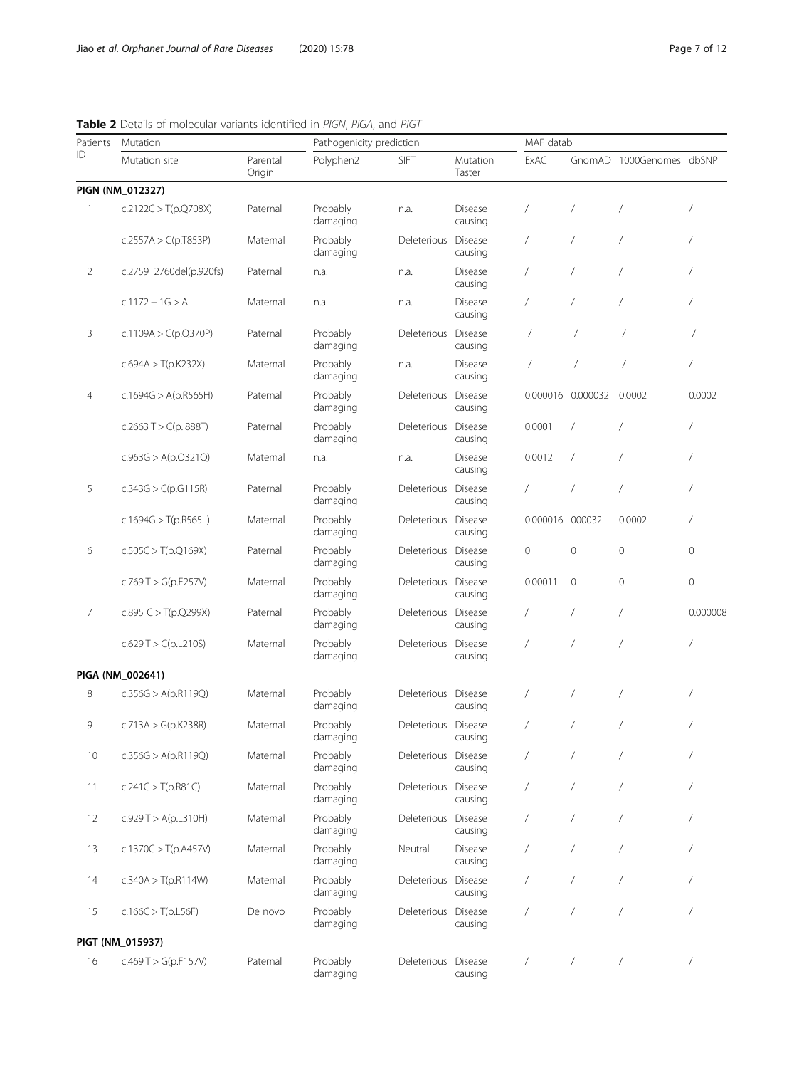**Table 2** Details of molecular variants identified in *PIGN*, *PIGA*, and *PIGT*

| Patients ID | Mutation | | Pathogenicity prediction | | | MAF datab | | | |
|---|---|---|---|---|---|---|---|---|---|
| | Mutation site | Parental Origin | Polyphen2 | SIFT | Mutation Taster | ExAC | GnomAD | 1000Genomes | dbSNP |
| **PIGN (NM_012327)** | | | | | | | | | |
| 1 | c.2122C > T(p.Q708X) | Paternal | Probably damaging | n.a. | Disease causing | / | / | / | / |
| | c.2557A > C(p.T853P) | Maternal | Probably damaging | Deleterious | Disease causing | / | / | / | / |
| 2 | c.2759_2760del(p.920fs) | Paternal | n.a. | n.a. | Disease causing | / | / | / | / |
| | c.1172 + 1G > A | Maternal | n.a. | n.a. | Disease causing | / | / | / | / |
| 3 | c.1109A > C(p.Q370P) | Paternal | Probably damaging | Deleterious | Disease causing | / | / | / | / |
| | c.694A > T(p.K232X) | Maternal | Probably damaging | n.a. | Disease causing | / | / | / | / |
| 4 | c.1694G > A(p.R565H) | Paternal | Probably damaging | Deleterious | Disease causing | 0.000016 | 0.000032 | 0.0002 | 0.0002 |
| | c.2663 T > C(p.I888T) | Paternal | Probably damaging | Deleterious | Disease causing | 0.0001 | / | / | / |
| | c.963G > A(p.Q321Q) | Maternal | n.a. | n.a. | Disease causing | 0.0012 | / | / | / |
| 5 | c.343G > C(p.G115R) | Paternal | Probably damaging | Deleterious | Disease causing | / | / | / | / |
| | c.1694G > T(p.R565L) | Maternal | Probably damaging | Deleterious | Disease causing | 0.000016 | 000032 | 0.0002 | / |
| 6 | c.505C > T(p.Q169X) | Paternal | Probably damaging | Deleterious | Disease causing | 0 | 0 | 0 | 0 |
| | c.769 T > G(p.F257V) | Maternal | Probably damaging | Deleterious | Disease causing | 0.00011 | 0 | 0 | 0 |
| 7 | c.895 C > T(p.Q299X) | Paternal | Probably damaging | Deleterious | Disease causing | / | / | / | 0.000008 |
| | c.629 T > C(p.L210S) | Maternal | Probably damaging | Deleterious | Disease causing | / | / | / | / |
| **PIGA (NM_002641)** | | | | | | | | | |
| 8 | c.356G > A(p.R119Q) | Maternal | Probably damaging | Deleterious | Disease causing | / | / | / | / |
| 9 | c.713A > G(p.K238R) | Maternal | Probably damaging | Deleterious | Disease causing | / | / | / | / |
| 10 | c.356G > A(p.R119Q) | Maternal | Probably damaging | Deleterious | Disease causing | / | / | / | / |
| 11 | c.241C > T(p.R81C) | Maternal | Probably damaging | Deleterious | Disease causing | / | / | / | / |
| 12 | c.929 T > A(p.L310H) | Maternal | Probably damaging | Deleterious | Disease causing | / | / | / | / |
| 13 | c.1370C > T(p.A457V) | Maternal | Probably damaging | Neutral | Disease causing | / | / | / | / |
| 14 | c.340A > T(p.R114W) | Maternal | Probably damaging | Deleterious | Disease causing | / | / | / | / |
| 15 | c.166C > T(p.L56F) | De novo | Probably damaging | Deleterious | Disease causing | / | / | / | / |
| **PIGT (NM_015937)** | | | | | | | | | |
| 16 | c.469 T > G(p.F157V) | Paternal | Probably damaging | Deleterious | Disease causing | / | / | / | / |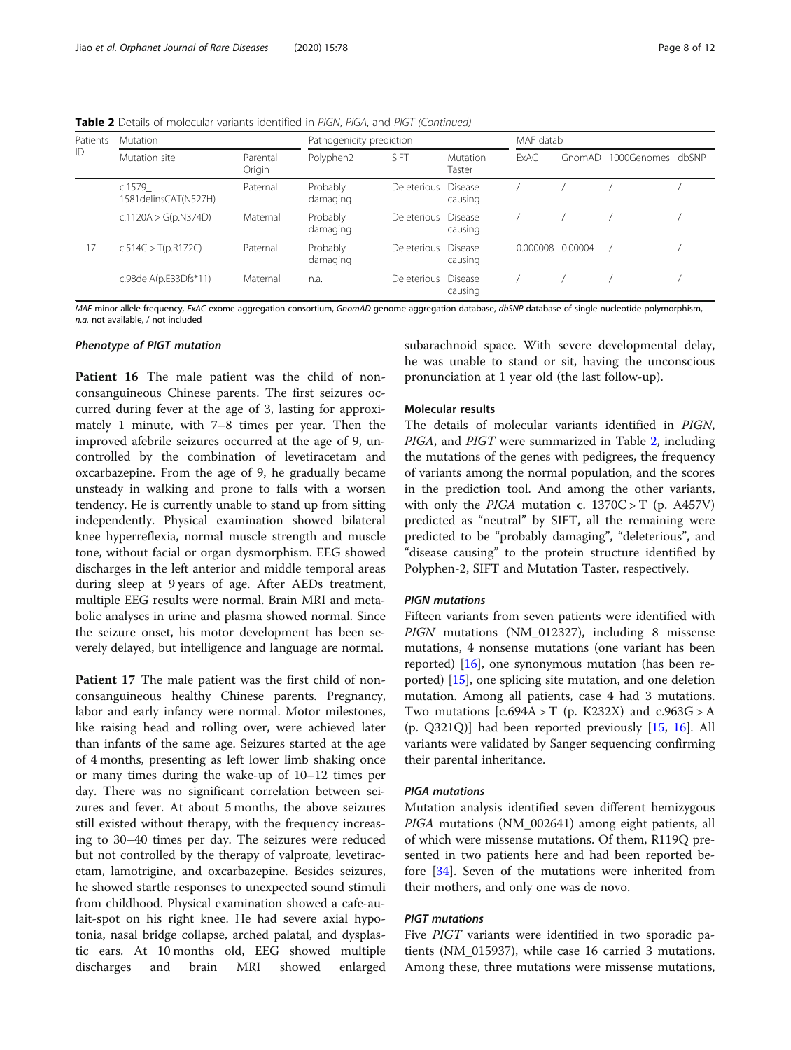**Table 2** Details of molecular variants identified in *PIGN*, *PIGA*, and *PIGT* (*Continued*)

| Patients ID | Mutation | | Pathogenicity prediction | | | MAF datab | | | |
|---|---|---|---|---|---|---|---|---|---|
| | Mutation site | Parental Origin | Polyphen2 | SIFT | Mutation Taster | ExAC | GnomAD | 1000Genomes | dbSNP |
| | c.1579_ 1581delinsCAT(N527H) | Paternal | Probably damaging | Deleterious | Disease causing | / | / | / | / |
| | c.1120A > G(p.N374D) | Maternal | Probably damaging | Deleterious | Disease causing | / | / | / | / |
| 17 | c.514C > T(p.R172C) | Paternal | Probably damaging | Deleterious | Disease causing | 0.000008 | 0.00004 | / | / |
| | c.98delA(p.E33Dfs*11) | Maternal | n.a. | Deleterious | Disease causing | / | / | / | / |

*MAF* minor allele frequency, *ExAC* exome aggregation consortium, *GnomAD* genome aggregation database, *dbSNP* database of single nucleotide polymorphism, *n.a.* not available, / not included

#### Phenotype of PIGT mutation

**Patient 16** The male patient was the child of non-consanguineous Chinese parents. The first seizures occurred during fever at the age of 3, lasting for approximately 1 minute, with 7–8 times per year. Then the improved afebrile seizures occurred at the age of 9, uncontrolled by the combination of levetiracetam and oxcarbazepine. From the age of 9, he gradually became unsteady in walking and prone to falls with a worsen tendency. He is currently unable to stand up from sitting independently. Physical examination showed bilateral knee hyperreflexia, normal muscle strength and muscle tone, without facial or organ dysmorphism. EEG showed discharges in the left anterior and middle temporal areas during sleep at 9 years of age. After AEDs treatment, multiple EEG results were normal. Brain MRI and metabolic analyses in urine and plasma showed normal. Since the seizure onset, his motor development has been severely delayed, but intelligence and language are normal.

**Patient 17** The male patient was the first child of non-consanguineous healthy Chinese parents. Pregnancy, labor and early infancy were normal. Motor milestones, like raising head and rolling over, were achieved later than infants of the same age. Seizures started at the age of 4 months, presenting as left lower limb shaking once or many times during the wake-up of 10–12 times per day. There was no significant correlation between seizures and fever. At about 5 months, the above seizures still existed without therapy, with the frequency increasing to 30–40 times per day. The seizures were reduced but not controlled by the therapy of valproate, levetiracetam, lamotrigine, and oxcarbazepine. Besides seizures, he showed startle responses to unexpected sound stimuli from childhood. Physical examination showed a cafe-au-lait-spot on his right knee. He had severe axial hypotonia, nasal bridge collapse, arched palatal, and dysplastic ears. At 10 months old, EEG showed multiple discharges and brain MRI showed enlarged subarachnoid space. With severe developmental delay, he was unable to stand or sit, having the unconscious pronunciation at 1 year old (the last follow-up).

### Molecular results

The details of molecular variants identified in *PIGN*, *PIGA*, and *PIGT* were summarized in Table 2, including the mutations of the genes with pedigrees, the frequency of variants among the normal population, and the scores in the prediction tool. And among the other variants, with only the *PIGA* mutation c. 1370C > T (p. A457V) predicted as "neutral" by SIFT, all the remaining were predicted to be "probably damaging", "deleterious", and "disease causing" to the protein structure identified by Polyphen-2, SIFT and Mutation Taster, respectively.

#### PIGN mutations

Fifteen variants from seven patients were identified with *PIGN* mutations (NM_012327), including 8 missense mutations, 4 nonsense mutations (one variant has been reported) [16], one synonymous mutation (has been reported) [15], one splicing site mutation, and one deletion mutation. Among all patients, case 4 had 3 mutations. Two mutations [c.694A > T (p. K232X) and c.963G > A (p. Q321Q)] had been reported previously [15, 16]. All variants were validated by Sanger sequencing confirming their parental inheritance.

#### PIGA mutations

Mutation analysis identified seven different hemizygous *PIGA* mutations (NM_002641) among eight patients, all of which were missense mutations. Of them, R119Q presented in two patients here and had been reported before [34]. Seven of the mutations were inherited from their mothers, and only one was de novo.

#### PIGT mutations

Five *PIGT* variants were identified in two sporadic patients (NM_015937), while case 16 carried 3 mutations. Among these, three mutations were missense mutations,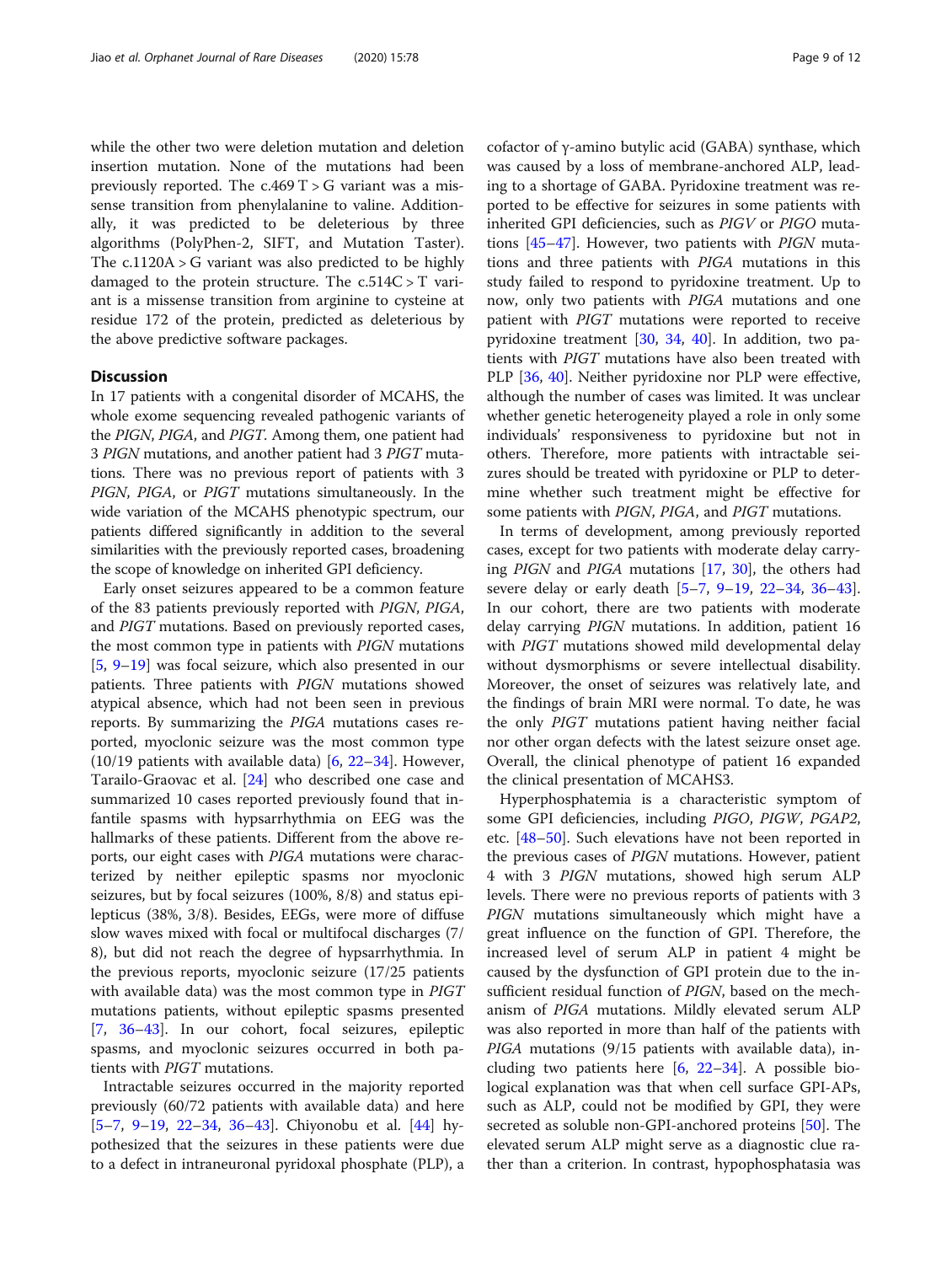while the other two were deletion mutation and deletion insertion mutation. None of the mutations had been previously reported. The c.469 T > G variant was a missense transition from phenylalanine to valine. Additionally, it was predicted to be deleterious by three algorithms (PolyPhen-2, SIFT, and Mutation Taster). The c.1120A > G variant was also predicted to be highly damaged to the protein structure. The c.514C > T variant is a missense transition from arginine to cysteine at residue 172 of the protein, predicted as deleterious by the above predictive software packages.

## Discussion

In 17 patients with a congenital disorder of MCAHS, the whole exome sequencing revealed pathogenic variants of the *PIGN*, *PIGA*, and *PIGT*. Among them, one patient had 3 *PIGN* mutations, and another patient had 3 *PIGT* mutations. There was no previous report of patients with 3 *PIGN*, *PIGA*, or *PIGT* mutations simultaneously. In the wide variation of the MCAHS phenotypic spectrum, our patients differed significantly in addition to the several similarities with the previously reported cases, broadening the scope of knowledge on inherited GPI deficiency.

Early onset seizures appeared to be a common feature of the 83 patients previously reported with *PIGN*, *PIGA*, and *PIGT* mutations. Based on previously reported cases, the most common type in patients with *PIGN* mutations [5, 9–19] was focal seizure, which also presented in our patients. Three patients with *PIGN* mutations showed atypical absence, which had not been seen in previous reports. By summarizing the *PIGA* mutations cases reported, myoclonic seizure was the most common type (10/19 patients with available data) [6, 22–34]. However, Tarailo-Graovac et al. [24] who described one case and summarized 10 cases reported previously found that infantile spasms with hypsarrhythmia on EEG was the hallmarks of these patients. Different from the above reports, our eight cases with *PIGA* mutations were characterized by neither epileptic spasms nor myoclonic seizures, but by focal seizures (100%, 8/8) and status epilepticus (38%, 3/8). Besides, EEGs, were more of diffuse slow waves mixed with focal or multifocal discharges (7/8), but did not reach the degree of hypsarrhythmia. In the previous reports, myoclonic seizure (17/25 patients with available data) was the most common type in *PIGT* mutations patients, without epileptic spasms presented [7, 36–43]. In our cohort, focal seizures, epileptic spasms, and myoclonic seizures occurred in both patients with *PIGT* mutations.

Intractable seizures occurred in the majority reported previously (60/72 patients with available data) and here [5–7, 9–19, 22–34, 36–43]. Chiyonobu et al. [44] hypothesized that the seizures in these patients were due to a defect in intraneuronal pyridoxal phosphate (PLP), a cofactor of γ-amino butylic acid (GABA) synthase, which was caused by a loss of membrane-anchored ALP, leading to a shortage of GABA. Pyridoxine treatment was reported to be effective for seizures in some patients with inherited GPI deficiencies, such as *PIGV* or *PIGO* mutations [45–47]. However, two patients with *PIGN* mutations and three patients with *PIGA* mutations in this study failed to respond to pyridoxine treatment. Up to now, only two patients with *PIGA* mutations and one patient with *PIGT* mutations were reported to receive pyridoxine treatment [30, 34, 40]. In addition, two patients with *PIGT* mutations have also been treated with PLP [36, 40]. Neither pyridoxine nor PLP were effective, although the number of cases was limited. It was unclear whether genetic heterogeneity played a role in only some individuals' responsiveness to pyridoxine but not in others. Therefore, more patients with intractable seizures should be treated with pyridoxine or PLP to determine whether such treatment might be effective for some patients with *PIGN*, *PIGA*, and *PIGT* mutations.

In terms of development, among previously reported cases, except for two patients with moderate delay carrying *PIGN* and *PIGA* mutations [17, 30], the others had severe delay or early death [5–7, 9–19, 22–34, 36–43]. In our cohort, there are two patients with moderate delay carrying *PIGN* mutations. In addition, patient 16 with *PIGT* mutations showed mild developmental delay without dysmorphisms or severe intellectual disability. Moreover, the onset of seizures was relatively late, and the findings of brain MRI were normal. To date, he was the only *PIGT* mutations patient having neither facial nor other organ defects with the latest seizure onset age. Overall, the clinical phenotype of patient 16 expanded the clinical presentation of MCAHS3.

Hyperphosphatemia is a characteristic symptom of some GPI deficiencies, including *PIGO*, *PIGW*, *PGAP2*, etc. [48–50]. Such elevations have not been reported in the previous cases of *PIGN* mutations. However, patient 4 with 3 *PIGN* mutations, showed high serum ALP levels. There were no previous reports of patients with 3 *PIGN* mutations simultaneously which might have a great influence on the function of GPI. Therefore, the increased level of serum ALP in patient 4 might be caused by the dysfunction of GPI protein due to the insufficient residual function of *PIGN*, based on the mechanism of *PIGA* mutations. Mildly elevated serum ALP was also reported in more than half of the patients with *PIGA* mutations (9/15 patients with available data), including two patients here [6, 22–34]. A possible biological explanation was that when cell surface GPI-APs, such as ALP, could not be modified by GPI, they were secreted as soluble non-GPI-anchored proteins [50]. The elevated serum ALP might serve as a diagnostic clue rather than a criterion. In contrast, hypophosphatasia was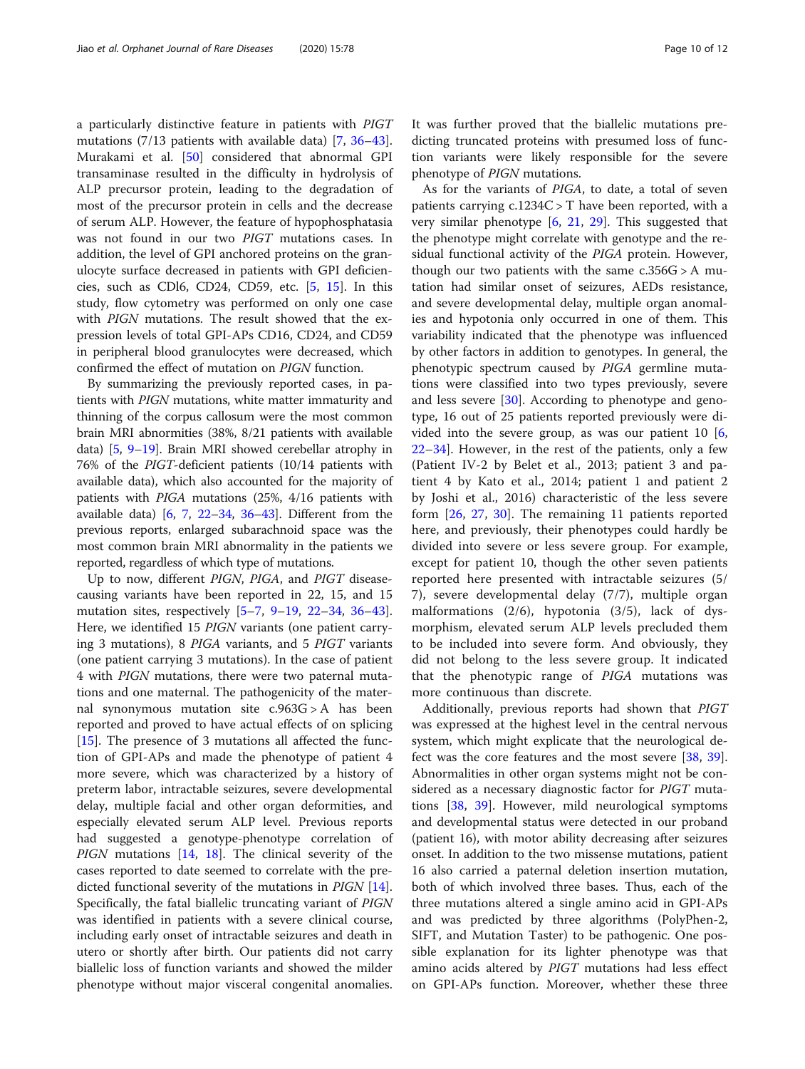a particularly distinctive feature in patients with *PIGT* mutations (7/13 patients with available data) [7, 36–43]. Murakami et al. [50] considered that abnormal GPI transaminase resulted in the difficulty in hydrolysis of ALP precursor protein, leading to the degradation of most of the precursor protein in cells and the decrease of serum ALP. However, the feature of hypophosphatasia was not found in our two *PIGT* mutations cases. In addition, the level of GPI anchored proteins on the granulocyte surface decreased in patients with GPI deficiencies, such as CDl6, CD24, CD59, etc. [5, 15]. In this study, flow cytometry was performed on only one case with *PIGN* mutations. The result showed that the expression levels of total GPI-APs CD16, CD24, and CD59 in peripheral blood granulocytes were decreased, which confirmed the effect of mutation on *PIGN* function.

By summarizing the previously reported cases, in patients with *PIGN* mutations, white matter immaturity and thinning of the corpus callosum were the most common brain MRI abnormities (38%, 8/21 patients with available data) [5, 9–19]. Brain MRI showed cerebellar atrophy in 76% of the *PIGT*-deficient patients (10/14 patients with available data), which also accounted for the majority of patients with *PIGA* mutations (25%, 4/16 patients with available data) [6, 7, 22–34, 36–43]. Different from the previous reports, enlarged subarachnoid space was the most common brain MRI abnormality in the patients we reported, regardless of which type of mutations.

Up to now, different *PIGN*, *PIGA*, and *PIGT* disease-causing variants have been reported in 22, 15, and 15 mutation sites, respectively [5–7, 9–19, 22–34, 36–43]. Here, we identified 15 *PIGN* variants (one patient carrying 3 mutations), 8 *PIGA* variants, and 5 *PIGT* variants (one patient carrying 3 mutations). In the case of patient 4 with *PIGN* mutations, there were two paternal mutations and one maternal. The pathogenicity of the maternal synonymous mutation site c.963G > A has been reported and proved to have actual effects of on splicing [15]. The presence of 3 mutations all affected the function of GPI-APs and made the phenotype of patient 4 more severe, which was characterized by a history of preterm labor, intractable seizures, severe developmental delay, multiple facial and other organ deformities, and especially elevated serum ALP level. Previous reports had suggested a genotype-phenotype correlation of *PIGN* mutations [14, 18]. The clinical severity of the cases reported to date seemed to correlate with the predicted functional severity of the mutations in *PIGN* [14]. Specifically, the fatal biallelic truncating variant of *PIGN* was identified in patients with a severe clinical course, including early onset of intractable seizures and death in utero or shortly after birth. Our patients did not carry biallelic loss of function variants and showed the milder phenotype without major visceral congenital anomalies. It was further proved that the biallelic mutations predicting truncated proteins with presumed loss of function variants were likely responsible for the severe phenotype of *PIGN* mutations.

As for the variants of *PIGA*, to date, a total of seven patients carrying c.1234C > T have been reported, with a very similar phenotype [6, 21, 29]. This suggested that the phenotype might correlate with genotype and the residual functional activity of the *PIGA* protein. However, though our two patients with the same c.356G > A mutation had similar onset of seizures, AEDs resistance, and severe developmental delay, multiple organ anomalies and hypotonia only occurred in one of them. This variability indicated that the phenotype was influenced by other factors in addition to genotypes. In general, the phenotypic spectrum caused by *PIGA* germline mutations were classified into two types previously, severe and less severe [30]. According to phenotype and genotype, 16 out of 25 patients reported previously were divided into the severe group, as was our patient 10 [6, 22–34]. However, in the rest of the patients, only a few (Patient IV-2 by Belet et al., 2013; patient 3 and patient 4 by Kato et al., 2014; patient 1 and patient 2 by Joshi et al., 2016) characteristic of the less severe form [26, 27, 30]. The remaining 11 patients reported here, and previously, their phenotypes could hardly be divided into severe or less severe group. For example, except for patient 10, though the other seven patients reported here presented with intractable seizures (5/7), severe developmental delay (7/7), multiple organ malformations (2/6), hypotonia (3/5), lack of dysmorphism, elevated serum ALP levels precluded them to be included into severe form. And obviously, they did not belong to the less severe group. It indicated that the phenotypic range of *PIGA* mutations was more continuous than discrete.

Additionally, previous reports had shown that *PIGT* was expressed at the highest level in the central nervous system, which might explicate that the neurological defect was the core features and the most severe [38, 39]. Abnormalities in other organ systems might not be considered as a necessary diagnostic factor for *PIGT* mutations [38, 39]. However, mild neurological symptoms and developmental status were detected in our proband (patient 16), with motor ability decreasing after seizures onset. In addition to the two missense mutations, patient 16 also carried a paternal deletion insertion mutation, both of which involved three bases. Thus, each of the three mutations altered a single amino acid in GPI-APs and was predicted by three algorithms (PolyPhen-2, SIFT, and Mutation Taster) to be pathogenic. One possible explanation for its lighter phenotype was that amino acids altered by *PIGT* mutations had less effect on GPI-APs function. Moreover, whether these three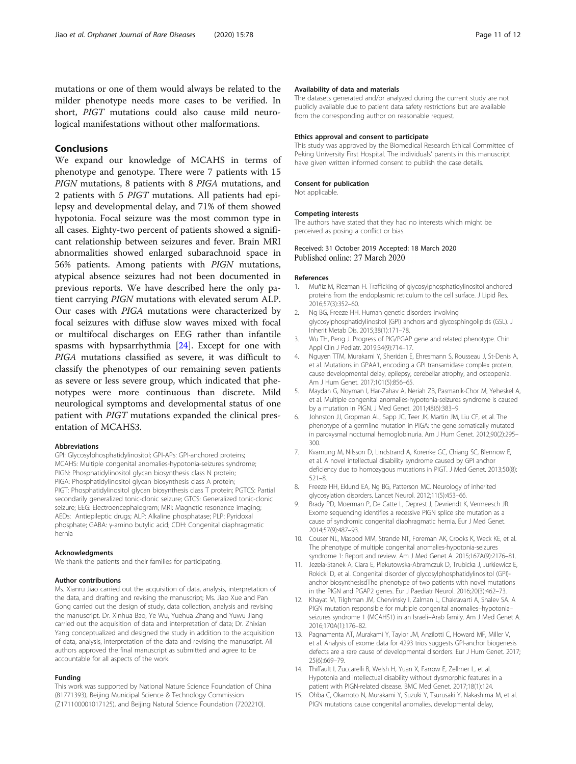mutations or one of them would always be related to the milder phenotype needs more cases to be verified. In short, *PIGT* mutations could also cause mild neurological manifestations without other malformations.

## Conclusions

We expand our knowledge of MCAHS in terms of phenotype and genotype. There were 7 patients with 15 *PIGN* mutations, 8 patients with 8 *PIGA* mutations, and 2 patients with 5 *PIGT* mutations. All patients had epilepsy and developmental delay, and 71% of them showed hypotonia. Focal seizure was the most common type in all cases. Eighty-two percent of patients showed a significant relationship between seizures and fever. Brain MRI abnormalities showed enlarged subarachnoid space in 56% patients. Among patients with *PIGN* mutations, atypical absence seizures had not been documented in previous reports. We have described here the only patient carrying *PIGN* mutations with elevated serum ALP. Our cases with *PIGA* mutations were characterized by focal seizures with diffuse slow waves mixed with focal or multifocal discharges on EEG rather than infantile spasms with hypsarrhythmia [24]. Except for one with *PIGA* mutations classified as severe, it was difficult to classify the phenotypes of our remaining seven patients as severe or less severe group, which indicated that phenotypes were more continuous than discrete. Mild neurological symptoms and developmental status of one patient with *PIGT* mutations expanded the clinical presentation of MCAHS3.

### Abbreviations

GPI: Glycosylphosphatidylinositol; GPI-APs: GPI-anchored proteins; MCAHS: Multiple congenital anomalies-hypotonia-seizures syndrome; PIGN: Phosphatidylinositol glycan biosynthesis class N protein; PIGA: Phosphatidylinositol glycan biosynthesis class A protein; PIGT: Phosphatidylinositol glycan biosynthesis class T protein; PGTCS: Partial secondarily generalized tonic-clonic seizure; GTCS: Generalized tonic-clonic seizure; EEG: Electroencephalogram; MRI: Magnetic resonance imaging; AEDs: Antiepileptic drugs; ALP: Alkaline phosphatase; PLP: Pyridoxal phosphate; GABA: γ-amino butylic acid; CDH: Congenital diaphragmatic hernia

### Acknowledgments

We thank the patients and their families for participating.

### Author contributions

Ms. Xianru Jiao carried out the acquisition of data, analysis, interpretation of the data, and drafting and revising the manuscript; Ms. Jiao Xue and Pan Gong carried out the design of study, data collection, analysis and revising the manuscript. Dr. Xinhua Bao, Ye Wu, Yuehua Zhang and Yuwu Jiang carried out the acquisition of data and interpretation of data; Dr. Zhixian Yang conceptualized and designed the study in addition to the acquisition of data, analysis, interpretation of the data and revising the manuscript. All authors approved the final manuscript as submitted and agree to be accountable for all aspects of the work.

### Funding

This work was supported by National Nature Science Foundation of China (81771393), Beijing Municipal Science & Technology Commission (Z171100001017125), and Beijing Natural Science Foundation (7202210).

### Availability of data and materials

The datasets generated and/or analyzed during the current study are not publicly available due to patient data safety restrictions but are available from the corresponding author on reasonable request.

### Ethics approval and consent to participate

This study was approved by the Biomedical Research Ethical Committee of Peking University First Hospital. The individuals' parents in this manuscript have given written informed consent to publish the case details.

### Consent for publication

Not applicable.

### Competing interests

The authors have stated that they had no interests which might be perceived as posing a conflict or bias.

Received: 31 October 2019 Accepted: 18 March 2020
Published online: 27 March 2020

### References

1. Muñiz M, Riezman H. Trafficking of glycosylphosphatidylinositol anchored proteins from the endoplasmic reticulum to the cell surface. J Lipid Res. 2016;57(3):352–60.
2. Ng BG, Freeze HH. Human genetic disorders involving glycosylphosphatidylinositol (GPI) anchors and glycosphingolipids (GSL). J Inherit Metab Dis. 2015;38(1):171–78.
3. Wu TH, Peng J. Progress of PIG/PGAP gene and related phenotype. Chin Appl Clin J Pediatr. 2019;34(9):714–17.
4. Nguyen TTM, Murakami Y, Sheridan E, Ehresmann S, Rousseau J, St-Denis A, et al. Mutations in GPAA1, encoding a GPI transamidase complex protein, cause developmental delay, epilepsy, cerebellar atrophy, and osteopenia. Am J Hum Genet. 2017;101(5):856–65.
5. Maydan G, Noyman I, Har-Zahav A, Neriah ZB, Pasmanik-Chor M, Yeheskel A, et al. Multiple congenital anomalies-hypotonia-seizures syndrome is caused by a mutation in PIGN. J Med Genet. 2011;48(6):383–9.
6. Johnston JJ, Gropman AL, Sapp JC, Teer JK, Martin JM, Liu CF, et al. The phenotype of a germline mutation in PIGA: the gene somatically mutated in paroxysmal nocturnal hemoglobinuria. Am J Hum Genet. 2012;90(2):295–300.
7. Kvarnung M, Nilsson D, Lindstrand A, Korenke GC, Chiang SC, Blennow E, et al. A novel intellectual disability syndrome caused by GPI anchor deficiency due to homozygous mutations in PIGT. J Med Genet. 2013;50(8):521–8.
8. Freeze HH, Eklund EA, Ng BG, Patterson MC. Neurology of inherited glycosylation disorders. Lancet Neurol. 2012;11(5):453–66.
9. Brady PD, Moerman P, De Catte L, Deprest J, Devriendt K, Vermeesch JR. Exome sequencing identifies a recessive PIGN splice site mutation as a cause of syndromic congenital diaphragmatic hernia. Eur J Med Genet. 2014;57(9):487–93.
10. Couser NL, Masood MM, Strande NT, Foreman AK, Crooks K, Weck KE, et al. The phenotype of multiple congenital anomalies-hypotonia-seizures syndrome 1: Report and review. Am J Med Genet A. 2015;167A(9):2176–81.
11. Jezela-Stanek A, Ciara E, Piekutowska-Abramczuk D, Trubicka J, Jurkiewicz E, Rokicki D, et al. Congenital disorder of glycosylphosphatidylinositol (GPI)-anchor biosynthesisdThe phenotype of two patients with novel mutations in the PIGN and PGAP2 genes. Eur J Paediatr Neurol. 2016;20(3):462–73.
12. Khayat M, Tilghman JM, Chervinsky I, Zalman L, Chakravarti A, Shalev SA. A PIGN mutation responsible for multiple congenital anomalies–hypotonia–seizures syndrome 1 (MCAHS1) in an Israeli–Arab family. Am J Med Genet A. 2016;170A(1):176–82.
13. Pagnamenta AT, Murakami Y, Taylor JM, Anzilotti C, Howard MF, Miller V, et al. Analysis of exome data for 4293 trios suggests GPI-anchor biogenesis defects are a rare cause of developmental disorders. Eur J Hum Genet. 2017;25(6):669–79.
14. Thiffault I, Zuccarelli B, Welsh H, Yuan X, Farrow E, Zellmer L, et al. Hypotonia and intellectual disability without dysmorphic features in a patient with PIGN-related disease. BMC Med Genet. 2017;18(1):124.
15. Ohba C, Okamoto N, Murakami Y, Suzuki Y, Tsurusaki Y, Nakashima M, et al. PIGN mutations cause congenital anomalies, developmental delay,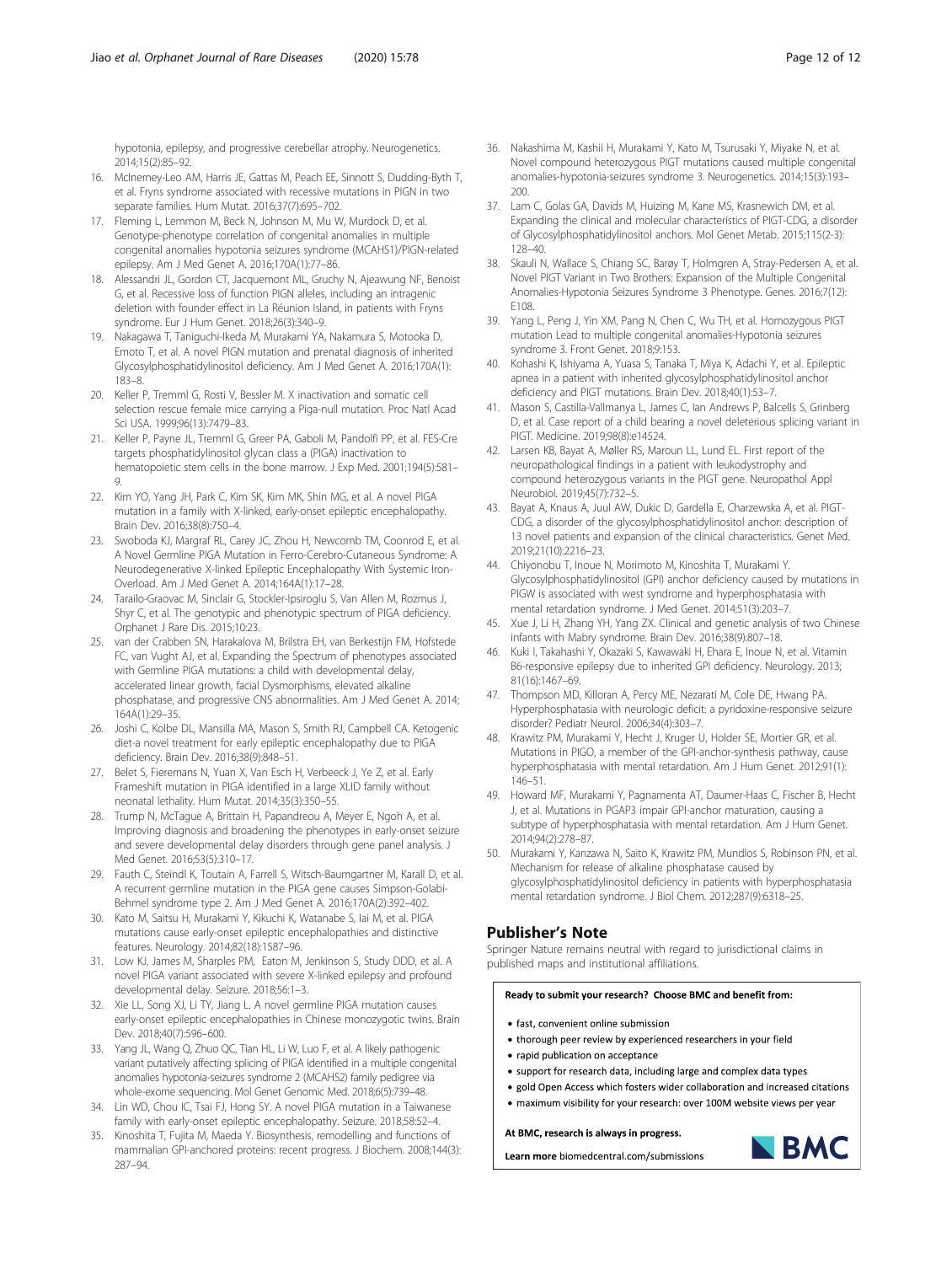hypotonia, epilepsy, and progressive cerebellar atrophy. Neurogenetics. 2014;15(2):85–92.

16. McInerney-Leo AM, Harris JE, Gattas M, Peach EE, Sinnott S, Dudding-Byth T, et al. Fryns syndrome associated with recessive mutations in PIGN in two separate families. Hum Mutat. 2016;37(7):695–702.
17. Fleming L, Lemmon M, Beck N, Johnson M, Mu W, Murdock D, et al. Genotype-phenotype correlation of congenital anomalies in multiple congenital anomalies hypotonia seizures syndrome (MCAHS1)/PIGN-related epilepsy. Am J Med Genet A. 2016;170A(1):77–86.
18. Alessandri JL, Gordon CT, Jacquemont ML, Gruchy N, Ajeawung NF, Benoist G, et al. Recessive loss of function PIGN alleles, including an intragenic deletion with founder effect in La Réunion Island, in patients with Fryns syndrome. Eur J Hum Genet. 2018;26(3):340–9.
19. Nakagawa T, Taniguchi-Ikeda M, Murakami YA, Nakamura S, Motooka D, Emoto T, et al. A novel PIGN mutation and prenatal diagnosis of inherited Glycosylphosphatidylinositol deficiency. Am J Med Genet A. 2016;170A(1): 183–8.
20. Keller P, Tremml G, Rosti V, Bessler M. X inactivation and somatic cell selection rescue female mice carrying a Piga-null mutation. Proc Natl Acad Sci USA. 1999;96(13):7479–83.
21. Keller P, Payne JL, Tremml G, Greer PA, Gaboli M, Pandolfi PP, et al. FES-Cre targets phosphatidylinositol glycan class a (PIGA) inactivation to hematopoietic stem cells in the bone marrow. J Exp Med. 2001;194(5):581–9.
22. Kim YO, Yang JH, Park C, Kim SK, Kim MK, Shin MG, et al. A novel PIGA mutation in a family with X-linked, early-onset epileptic encephalopathy. Brain Dev. 2016;38(8):750–4.
23. Swoboda KJ, Margraf RL, Carey JC, Zhou H, Newcomb TM, Coonrod E, et al. A Novel Germline PIGA Mutation in Ferro-Cerebro-Cutaneous Syndrome: A Neurodegenerative X-linked Epileptic Encephalopathy With Systemic Iron-Overload. Am J Med Genet A. 2014;164A(1):17–28.
24. Tarailo-Graovac M, Sinclair G, Stockler-Ipsiroglu S, Van Allen M, Rozmus J, Shyr C, et al. The genotypic and phenotypic spectrum of PIGA deficiency. Orphanet J Rare Dis. 2015;10:23.
25. van der Crabben SN, Harakalova M, Brilstra EH, van Berkestijn FM, Hofstede FC, van Vught AJ, et al. Expanding the Spectrum of phenotypes associated with Germline PIGA mutations: a child with developmental delay, accelerated linear growth, facial Dysmorphisms, elevated alkaline phosphatase, and progressive CNS abnormalities. Am J Med Genet A. 2014; 164A(1):29–35.
26. Joshi C, Kolbe DL, Mansilla MA, Mason S, Smith RJ, Campbell CA. Ketogenic diet-a novel treatment for early epileptic encephalopathy due to PIGA deficiency. Brain Dev. 2016;38(9):848–51.
27. Belet S, Fieremans N, Yuan X, Van Esch H, Verbeeck J, Ye Z, et al. Early Frameshift mutation in PIGA identified in a large XLID family without neonatal lethality. Hum Mutat. 2014;35(3):350–55.
28. Trump N, McTague A, Brittain H, Papandreou A, Meyer E, Ngoh A, et al. Improving diagnosis and broadening the phenotypes in early-onset seizure and severe developmental delay disorders through gene panel analysis. J Med Genet. 2016;53(5):310–17.
29. Fauth C, Steindl K, Toutain A, Farrell S, Witsch-Baumgartner M, Karall D, et al. A recurrent germline mutation in the PIGA gene causes Simpson-Golabi-Behmel syndrome type 2. Am J Med Genet A. 2016;170A(2):392–402.
30. Kato M, Saitsu H, Murakami Y, Kikuchi K, Watanabe S, Iai M, et al. PIGA mutations cause early-onset epileptic encephalopathies and distinctive features. Neurology. 2014;82(18):1587–96.
31. Low KJ, James M, Sharples PM, Eaton M, Jenkinson S, Study DDD, et al. A novel PIGA variant associated with severe X-linked epilepsy and profound developmental delay. Seizure. 2018;56:1–3.
32. Xie LL, Song XJ, Li TY, Jiang L. A novel germline PIGA mutation causes early-onset epileptic encephalopathies in Chinese monozygotic twins. Brain Dev. 2018;40(7):596–600.
33. Yang JL, Wang Q, Zhuo QC, Tian HL, Li W, Luo F, et al. A likely pathogenic variant putatively affecting splicing of PIGA identified in a multiple congenital anomalies hypotonia-seizures syndrome 2 (MCAHS2) family pedigree via whole-exome sequencing. Mol Genet Genomic Med. 2018;6(5):739–48.
34. Lin WD, Chou IC, Tsai FJ, Hong SY. A novel PIGA mutation in a Taiwanese family with early-onset epileptic encephalopathy. Seizure. 2018;58:52–4.
35. Kinoshita T, Fujita M, Maeda Y. Biosynthesis, remodelling and functions of mammalian GPI-anchored proteins: recent progress. J Biochem. 2008;144(3): 287–94.
36. Nakashima M, Kashii H, Murakami Y, Kato M, Tsurusaki Y, Miyake N, et al. Novel compound heterozygous PIGT mutations caused multiple congenital anomalies-hypotonia-seizures syndrome 3. Neurogenetics. 2014;15(3):193–200.
37. Lam C, Golas GA, Davids M, Huizing M, Kane MS, Krasnewich DM, et al. Expanding the clinical and molecular characteristics of PIGT-CDG, a disorder of Glycosylphosphatidylinositol anchors. Mol Genet Metab. 2015;115(2-3): 128–40.
38. Skauli N, Wallace S, Chiang SC, Barøy T, Holmgren A, Stray-Pedersen A, et al. Novel PIGT Variant in Two Brothers: Expansion of the Multiple Congenital Anomalies-Hypotonia Seizures Syndrome 3 Phenotype. Genes. 2016;7(12): E108.
39. Yang L, Peng J, Yin XM, Pang N, Chen C, Wu TH, et al. Homozygous PIGT mutation Lead to multiple congenital anomalies-Hypotonia seizures syndrome 3. Front Genet. 2018;9:153.
40. Kohashi K, Ishiyama A, Yuasa S, Tanaka T, Miya K, Adachi Y, et al. Epileptic apnea in a patient with inherited glycosylphosphatidylinositol anchor deficiency and PIGT mutations. Brain Dev. 2018;40(1):53–7.
41. Mason S, Castilla-Vallmanya L, James C, Ian Andrews P, Balcells S, Grinberg D, et al. Case report of a child bearing a novel deleterious splicing variant in PIGT. Medicine. 2019;98(8):e14524.
42. Larsen KB, Bayat A, Møller RS, Maroun LL, Lund EL. First report of the neuropathological findings in a patient with leukodystrophy and compound heterozygous variants in the PIGT gene. Neuropathol Appl Neurobiol. 2019;45(7):732–5.
43. Bayat A, Knaus A, Juul AW, Dukic D, Gardella E, Charzewska A, et al. PIGT-CDG, a disorder of the glycosylphosphatidylinositol anchor: description of 13 novel patients and expansion of the clinical characteristics. Genet Med. 2019;21(10):2216–23.
44. Chiyonobu T, Inoue N, Morimoto M, Kinoshita T, Murakami Y. Glycosylphosphatidylinositol (GPI) anchor deficiency caused by mutations in PIGW is associated with west syndrome and hyperphosphatasia with mental retardation syndrome. J Med Genet. 2014;51(3):203–7.
45. Xue J, Li H, Zhang YH, Yang ZX. Clinical and genetic analysis of two Chinese infants with Mabry syndrome. Brain Dev. 2016;38(9):807–18.
46. Kuki I, Takahashi Y, Okazaki S, Kawawaki H, Ehara E, Inoue N, et al. Vitamin B6-responsive epilepsy due to inherited GPI deficiency. Neurology. 2013; 81(16):1467–69.
47. Thompson MD, Killoran A, Percy ME, Nezarati M, Cole DE, Hwang PA. Hyperphosphatasia with neurologic deficit: a pyridoxine-responsive seizure disorder? Pediatr Neurol. 2006;34(4):303–7.
48. Krawitz PM, Murakami Y, Hecht J, Kruger U, Holder SE, Mortier GR, et al. Mutations in PIGO, a member of the GPI-anchor-synthesis pathway, cause hyperphosphatasia with mental retardation. Am J Hum Genet. 2012;91(1): 146–51.
49. Howard MF, Murakami Y, Pagnamenta AT, Daumer-Haas C, Fischer B, Hecht J, et al. Mutations in PGAP3 impair GPI-anchor maturation, causing a subtype of hyperphosphatasia with mental retardation. Am J Hum Genet. 2014;94(2):278–87.
50. Murakami Y, Kanzawa N, Saito K, Krawitz PM, Mundlos S, Robinson PN, et al. Mechanism for release of alkaline phosphatase caused by glycosylphosphatidylinositol deficiency in patients with hyperphosphatasia mental retardation syndrome. J Biol Chem. 2012;287(9):6318–25.

## Publisher's Note

Springer Nature remains neutral with regard to jurisdictional claims in published maps and institutional affiliations.

**Ready to submit your research? Choose BMC and benefit from:**

- fast, convenient online submission
- thorough peer review by experienced researchers in your field
- rapid publication on acceptance
- support for research data, including large and complex data types
- gold Open Access which fosters wider collaboration and increased citations
- maximum visibility for your research: over 100M website views per year

**At BMC, research is always in progress.**

**Learn more** biomedcentral.com/submissions